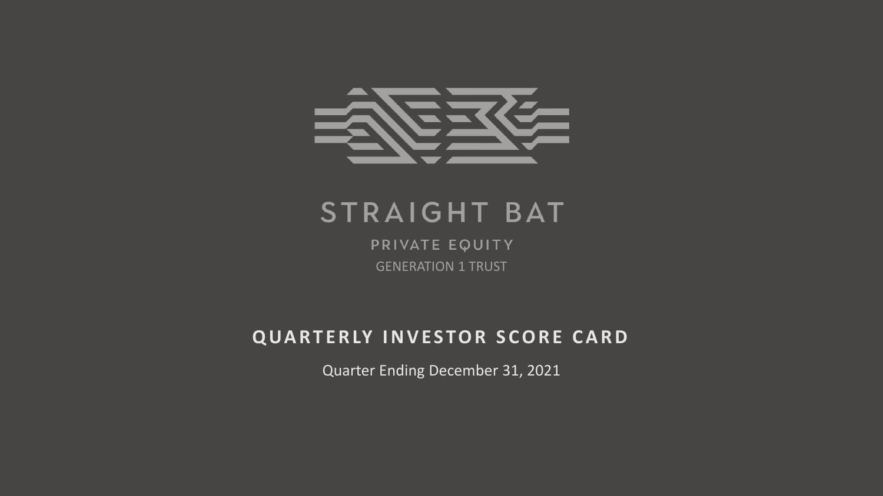# STRAIGHT BAT

PRIVATE EQUITY

GENERATION 1 TRUST

## QUARTERLY INVESTOR SCORE CARD

Quarter Ending December 31, 2021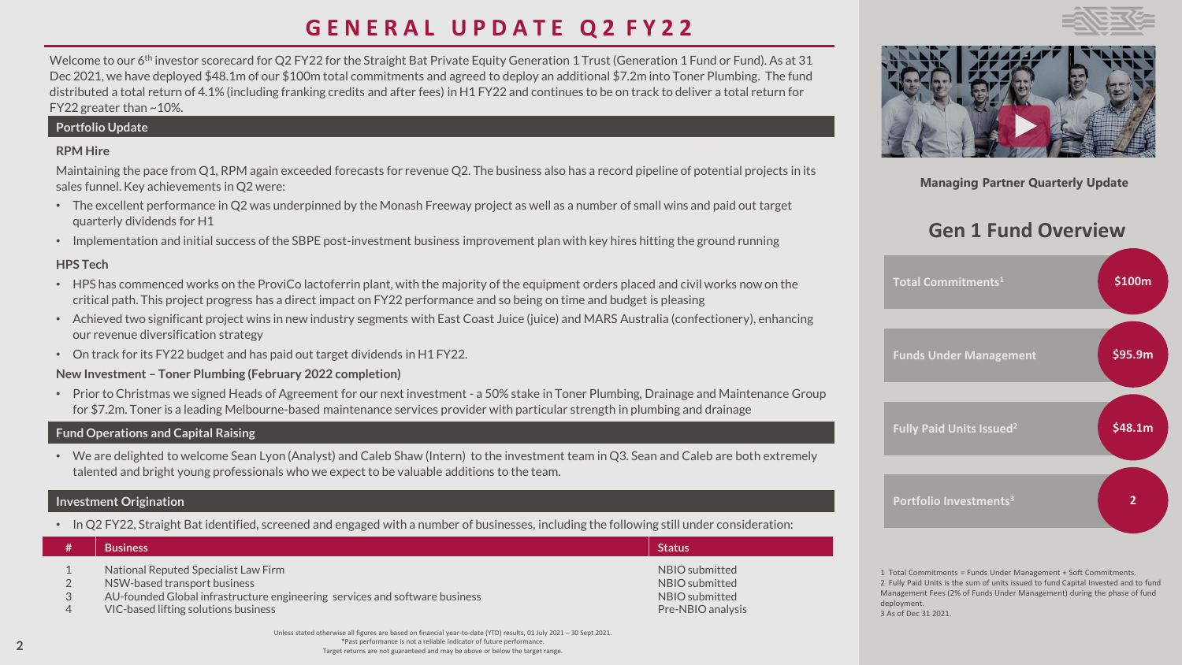# GENERAL UPDATE Q2 FY22

Welcome to our 6th investor scorecard for Q2 FY22 for the Straight Bat Private Equity Generation 1 Trust (Generation 1 Fund or Fund). As at 31 Dec 2021, we have deployed $48.1m of our $100m total commitments and agreed to deploy an additional $7.2m into Toner Plumbing. The fund distributed a total return of 4.1% (including franking credits and after fees) in H1 FY22 and continues to be on track to deliver a total return for FY22 greater than ~10%.

## Portfolio Update

### RPM Hire

Maintaining the pace from Q1, RPM again exceeded forecasts for revenue Q2. The business also has a record pipeline of potential projects in its sales funnel. Key achievements in Q2 were:

- The excellent performance in Q2 was underpinned by the Monash Freeway project as well as a number of small wins and paid out target quarterly dividends for H1
- Implementation and initial success of the SBPE post-investment business improvement plan with key hires hitting the ground running

### HPS Tech

- HPS has commenced works on the ProviCo lactoferrin plant, with the majority of the equipment orders placed and civil works now on the critical path. This project progress has a direct impact on FY22 performance and so being on time and budget is pleasing
- Achieved two significant project wins in new industry segments with East Coast Juice (juice) and MARS Australia (confectionery), enhancing our revenue diversification strategy
- On track for its FY22 budget and has paid out target dividends in H1 FY22.

### New Investment – Toner Plumbing (February 2022 completion)

- Prior to Christmas we signed Heads of Agreement for our next investment - a 50% stake in Toner Plumbing, Drainage and Maintenance Group for $7.2m. Toner is a leading Melbourne-based maintenance services provider with particular strength in plumbing and drainage

## Fund Operations and Capital Raising

- We are delighted to welcome Sean Lyon (Analyst) and Caleb Shaw (Intern) to the investment team in Q3. Sean and Caleb are both extremely talented and bright young professionals who we expect to be valuable additions to the team.

## Investment Origination

- In Q2 FY22, Straight Bat identified, screened and engaged with a number of businesses, including the following still under consideration:

| # | Business | Status |
|---|---|---|
| 1 | National Reputed Specialist Law Firm | NBIO submitted |
| 2 | NSW-based transport business | NBIO submitted |
| 3 | AU-founded Global infrastructure engineering services and software business | NBIO submitted |
| 4 | VIC-based lifting solutions business | Pre-NBIO analysis |

Unless stated otherwise all figures are based on financial year-to-date (YTD) results, 01 July 2021 – 30 Sept 2021.
*Past performance is not a reliable indicator of future performance.
Target returns are not guaranteed and may be above or below the target range.

**Managing Partner Quarterly Update**

## Gen 1 Fund Overview

| Item | Value |
|---|---|
| Total Commitments[1] | $100m |
| Funds Under Management | $95.9m |
| Fully Paid Units Issued[2] | $48.1m |
| Portfolio Investments[3] | 2 |

1 Total Commitments = Funds Under Management + Soft Commitments.
2 Fully Paid Units is the sum of units issued to fund Capital Invested and to fund Management Fees (2% of Funds Under Management) during the phase of fund deployment.
3 As of Dec 31 2021.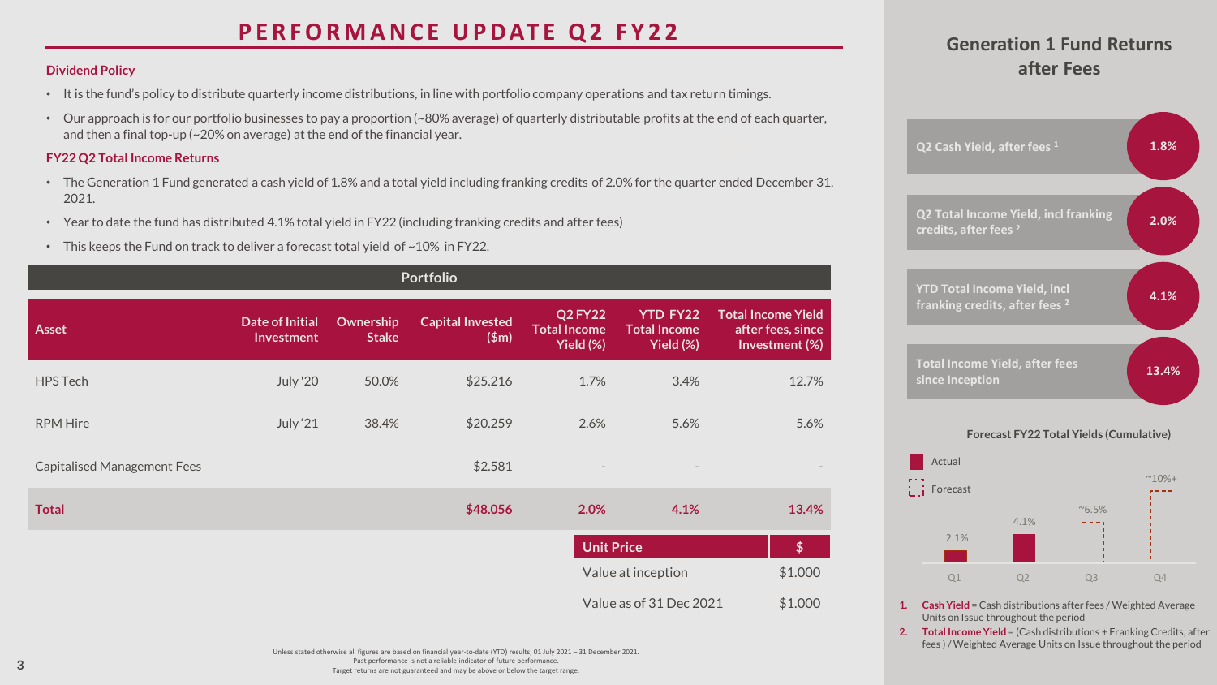# PERFORMANCE UPDATE Q2 FY22

### Dividend Policy

- It is the fund's policy to distribute quarterly income distributions, in line with portfolio company operations and tax return timings.
- Our approach is for our portfolio businesses to pay a proportion (~80% average) of quarterly distributable profits at the end of each quarter, and then a final top-up (~20% on average) at the end of the financial year.

### FY22 Q2 Total Income Returns

- The Generation 1 Fund generated a cash yield of 1.8% and a total yield including franking credits of 2.0% for the quarter ended December 31, 2021.
- Year to date the fund has distributed 4.1% total yield in FY22 (including franking credits and after fees)
- This keeps the Fund on track to deliver a forecast total yield of ~10% in FY22.

**Portfolio**

| Asset | Date of Initial Investment | Ownership Stake | Capital Invested ($m) | Q2 FY22 Total Income Yield (%) | YTD FY22 Total Income Yield (%) | Total Income Yield after fees, since Investment (%) |
|---|---|---|---|---|---|---|
| HPS Tech | July '20 | 50.0% | $25.216 | 1.7% | 3.4% | 12.7% |
| RPM Hire | July '21 | 38.4% | $20.259 | 2.6% | 5.6% | 5.6% |
| Capitalised Management Fees | | | $2.581 | - | - | - |
| **Total** | | | **$48.056** | **2.0%** | **4.1%** | **13.4%** |

| Unit Price | $ |
|---|---|
| Value at inception | $1.000 |
| Value as of 31 Dec 2021 | $1.000 |

Unless stated otherwise all figures are based on financial year-to-date (YTD) results, 01 July 2021 – 31 December 2021.
Past performance is not a reliable indicator of future performance.
Target returns are not guaranteed and may be above or below the target range.

## Generation 1 Fund Returns after Fees

| Metric | Value |
|---|---|
| Q2 Cash Yield, after fees [1] | 1.8% |
| Q2 Total Income Yield, incl franking credits, after fees [2] | 2.0% |
| YTD Total Income Yield, incl franking credits, after fees [2] | 4.1% |
| Total Income Yield, after fees since Inception | 13.4% |

**Forecast FY22 Total Yields (Cumulative)**

| Quarter | Yield | Status |
|---|---|---|
| Q1 | 2.1% | Actual |
| Q2 | 4.1% | Actual |
| Q3 | ~6.5% | Forecast |
| Q4 | ~10%+ | Forecast |

1. **Cash Yield** = Cash distributions after fees / Weighted Average Units on Issue throughout the period
2. **Total Income Yield** = (Cash distributions + Franking Credits, after fees ) / Weighted Average Units on Issue throughout the period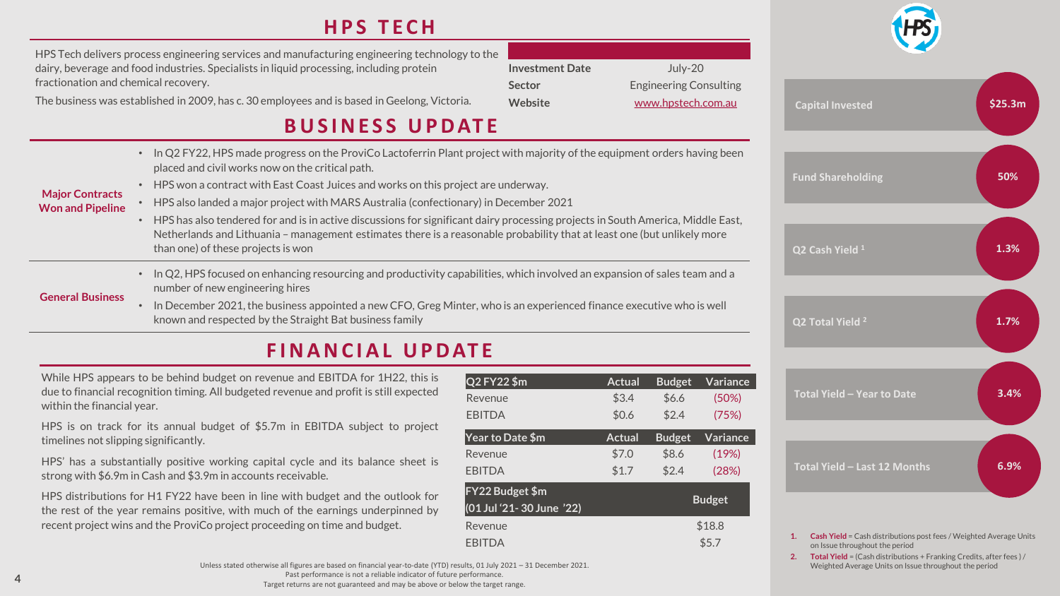# HPS TECH

HPS Tech delivers process engineering services and manufacturing engineering technology to the dairy, beverage and food industries. Specialists in liquid processing, including protein fractionation and chemical recovery.

The business was established in 2009, has c. 30 employees and is based in Geelong, Victoria.

| | |
|---|---|
| **Investment Date** | July-20 |
| **Sector** | Engineering Consulting |
| **Website** | www.hpstech.com.au |

| | |
|---|---|
| Capital Invested | $25.3m |
| Fund Shareholding | 50% |
| Q2 Cash Yield [1] | 1.3% |
| Q2 Total Yield [2] | 1.7% |
| Total Yield – Year to Date | 3.4% |
| Total Yield – Last 12 Months | 6.9% |

## BUSINESS UPDATE

**Major Contracts Won and Pipeline**

- In Q2 FY22, HPS made progress on the ProviCo Lactoferrin Plant project with majority of the equipment orders having been placed and civil works now on the critical path.
- HPS won a contract with East Coast Juices and works on this project are underway.
- HPS also landed a major project with MARS Australia (confectionary) in December 2021
- HPS has also tendered for and is in active discussions for significant dairy processing projects in South America, Middle East, Netherlands and Lithuania – management estimates there is a reasonable probability that at least one (but unlikely more than one) of these projects is won

**General Business**

- In Q2, HPS focused on enhancing resourcing and productivity capabilities, which involved an expansion of sales team and a number of new engineering hires
- In December 2021, the business appointed a new CFO, Greg Minter, who is an experienced finance executive who is well known and respected by the Straight Bat business family

## FINANCIAL UPDATE

While HPS appears to be behind budget on revenue and EBITDA for 1H22, this is due to financial recognition timing. All budgeted revenue and profit is still expected within the financial year.

HPS is on track for its annual budget of $5.7m in EBITDA subject to project timelines not slipping significantly.

HPS' has a substantially positive working capital cycle and its balance sheet is strong with $6.9m in Cash and $3.9m in accounts receivable.

HPS distributions for H1 FY22 have been in line with budget and the outlook for the rest of the year remains positive, with much of the earnings underpinned by recent project wins and the ProviCo project proceeding on time and budget.

| Q2 FY22 $m | Actual | Budget | Variance |
|---|---|---|---|
| Revenue | $3.4 | $6.6 | (50%) |
| EBITDA | $0.6 | $2.4 | (75%) |

| Year to Date $m | Actual | Budget | Variance |
|---|---|---|---|
| Revenue | $7.0 | $8.6 | (19%) |
| EBITDA | $1.7 | $2.4 | (28%) |

| FY22 Budget $m (01 Jul '21- 30 June '22) | Budget |
|---|---|
| Revenue | $18.8 |
| EBITDA | $5.7 |

1. **Cash Yield** = Cash distributions post fees / Weighted Average Units on Issue throughout the period
2. **Total Yield** = (Cash distributions + Franking Credits, after fees ) / Weighted Average Units on Issue throughout the period

Unless stated otherwise all figures are based on financial year-to-date (YTD) results, 01 July 2021 – 31 December 2021.
Past performance is not a reliable indicator of future performance.
Target returns are not guaranteed and may be above or below the target range.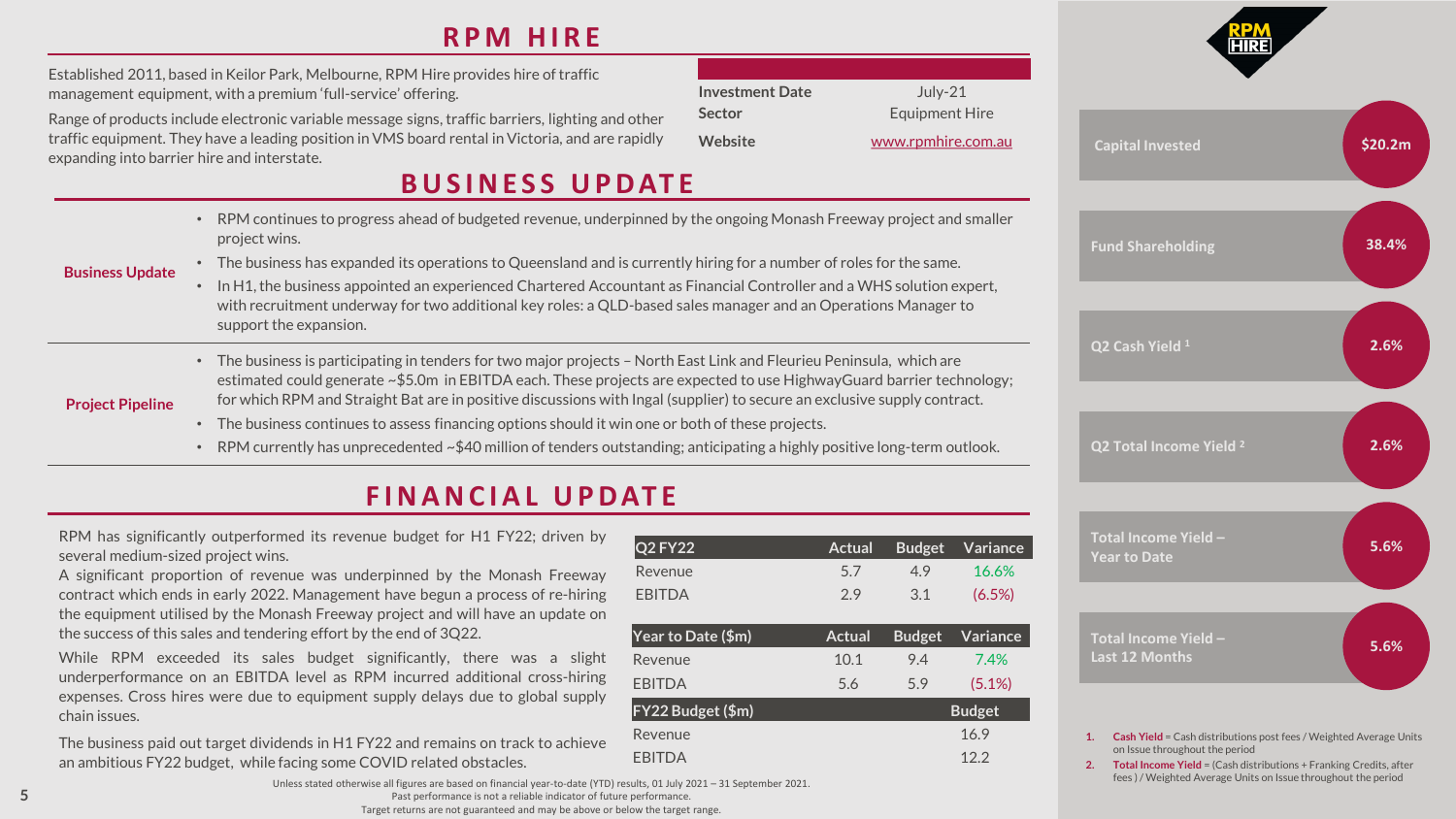# RPM HIRE

Established 2011, based in Keilor Park, Melbourne, RPM Hire provides hire of traffic management equipment, with a premium 'full-service' offering.

Range of products include electronic variable message signs, traffic barriers, lighting and other traffic equipment. They have a leading position in VMS board rental in Victoria, and are rapidly expanding into barrier hire and interstate.

| | |
|---|---|
| **Investment Date** | July-21 |
| **Sector** | Equipment Hire |
| **Website** | www.rpmhire.com.au |

| | |
|---|---|
| Capital Invested | $20.2m |
| Fund Shareholding | 38.4% |
| Q2 Cash Yield [1] | 2.6% |
| Q2 Total Income Yield [2] | 2.6% |
| Total Income Yield – Year to Date | 5.6% |
| Total Income Yield – Last 12 Months | 5.6% |

1. **Cash Yield** = Cash distributions post fees / Weighted Average Units on Issue throughout the period
2. **Total Income Yield** = (Cash distributions + Franking Credits, after fees ) / Weighted Average Units on Issue throughout the period

## BUSINESS UPDATE

**Business Update**

- RPM continues to progress ahead of budgeted revenue, underpinned by the ongoing Monash Freeway project and smaller project wins.
- The business has expanded its operations to Queensland and is currently hiring for a number of roles for the same.
- In H1, the business appointed an experienced Chartered Accountant as Financial Controller and a WHS solution expert, with recruitment underway for two additional key roles: a QLD-based sales manager and an Operations Manager to support the expansion.

**Project Pipeline**

- The business is participating in tenders for two major projects – North East Link and Fleurieu Peninsula, which are estimated could generate ~$5.0m in EBITDA each. These projects are expected to use HighwayGuard barrier technology; for which RPM and Straight Bat are in positive discussions with Ingal (supplier) to secure an exclusive supply contract.
- The business continues to assess financing options should it win one or both of these projects.
- RPM currently has unprecedented ~$40 million of tenders outstanding; anticipating a highly positive long-term outlook.

## FINANCIAL UPDATE

RPM has significantly outperformed its revenue budget for H1 FY22; driven by several medium-sized project wins.

A significant proportion of revenue was underpinned by the Monash Freeway contract which ends in early 2022. Management have begun a process of re-hiring the equipment utilised by the Monash Freeway project and will have an update on the success of this sales and tendering effort by the end of 3Q22.

While RPM exceeded its sales budget significantly, there was a slight underperformance on an EBITDA level as RPM incurred additional cross-hiring expenses. Cross hires were due to equipment supply delays due to global supply chain issues.

The business paid out target dividends in H1 FY22 and remains on track to achieve an ambitious FY22 budget, while facing some COVID related obstacles.

| Q2 FY22 | Actual | Budget | Variance |
|---|---|---|---|
| Revenue | 5.7 | 4.9 | 16.6% |
| EBITDA | 2.9 | 3.1 | (6.5%) |

| Year to Date ($m) | Actual | Budget | Variance |
|---|---|---|---|
| Revenue | 10.1 | 9.4 | 7.4% |
| EBITDA | 5.6 | 5.9 | (5.1%) |

| FY22 Budget ($m) | Budget |
|---|---|
| Revenue | 16.9 |
| EBITDA | 12.2 |

Unless stated otherwise all figures are based on financial year-to-date (YTD) results, 01 July 2021 – 31 September 2021.
Past performance is not a reliable indicator of future performance.
Target returns are not guaranteed and may be above or below the target range.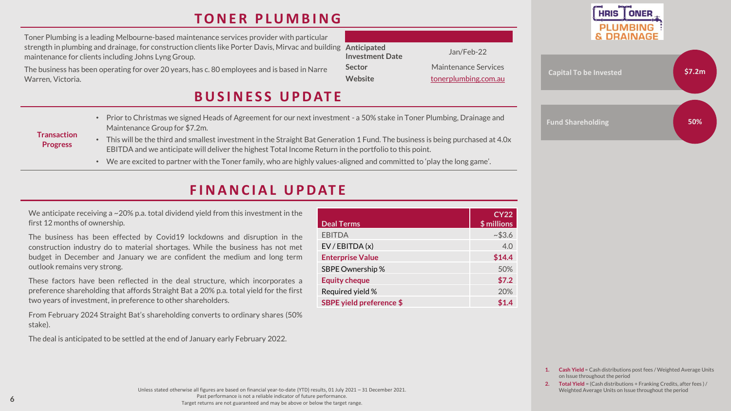# TONER PLUMBING

Toner Plumbing is a leading Melbourne-based maintenance services provider with particular strength in plumbing and drainage, for construction clients like Porter Davis, Mirvac and building maintenance for clients including Johns Lyng Group.

The business has been operating for over 20 years, has c. 80 employees and is based in Narre Warren, Victoria.

| | |
|---|---|
| **Anticipated Investment Date** | Jan/Feb-22 |
| **Sector** | Maintenance Services |
| **Website** | tonerplumbing.com.au |

CHRIS TONER PLUMBING & DRAINAGE

| | |
|---|---|
| **Capital To be Invested** | **$7.2m** |
| **Fund Shareholding** | **50%** |

# BUSINESS UPDATE

**Transaction Progress**

- Prior to Christmas we signed Heads of Agreement for our next investment - a 50% stake in Toner Plumbing, Drainage and Maintenance Group for $7.2m.
- This will be the third and smallest investment in the Straight Bat Generation 1 Fund. The business is being purchased at 4.0x EBITDA and we anticipate will deliver the highest Total Income Return in the portfolio to this point.
- We are excited to partner with the Toner family, who are highly values-aligned and committed to 'play the long game'.

# FINANCIAL UPDATE

We anticipate receiving a ~20% p.a. total dividend yield from this investment in the first 12 months of ownership.

The business has been effected by Covid19 lockdowns and disruption in the construction industry do to material shortages. While the business has not met budget in December and January we are confident the medium and long term outlook remains very strong.

These factors have been reflected in the deal structure, which incorporates a preference shareholding that affords Straight Bat a 20% p.a. total yield for the first two years of investment, in preference to other shareholders.

From February 2024 Straight Bat's shareholding converts to ordinary shares (50% stake).

The deal is anticipated to be settled at the end of January early February 2022.

| Deal Terms | CY22 $ millions |
|---|---|
| EBITDA | ~$3.6 |
| EV / EBITDA (x) | 4.0 |
| **Enterprise Value** | **$14.4** |
| SBPE Ownership % | 50% |
| **Equity cheque** | **$7.2** |
| Required yield % | 20% |
| **SBPE yield preference $** | **$1.4** |

1. **Cash Yield** = Cash distributions post fees / Weighted Average Units on Issue throughout the period
2. **Total Yield** = (Cash distributions + Franking Credits, after fees ) / Weighted Average Units on Issue throughout the period

Unless stated otherwise all figures are based on financial year-to-date (YTD) results, 01 July 2021 – 31 December 2021.
Past performance is not a reliable indicator of future performance.
Target returns are not guaranteed and may be above or below the target range.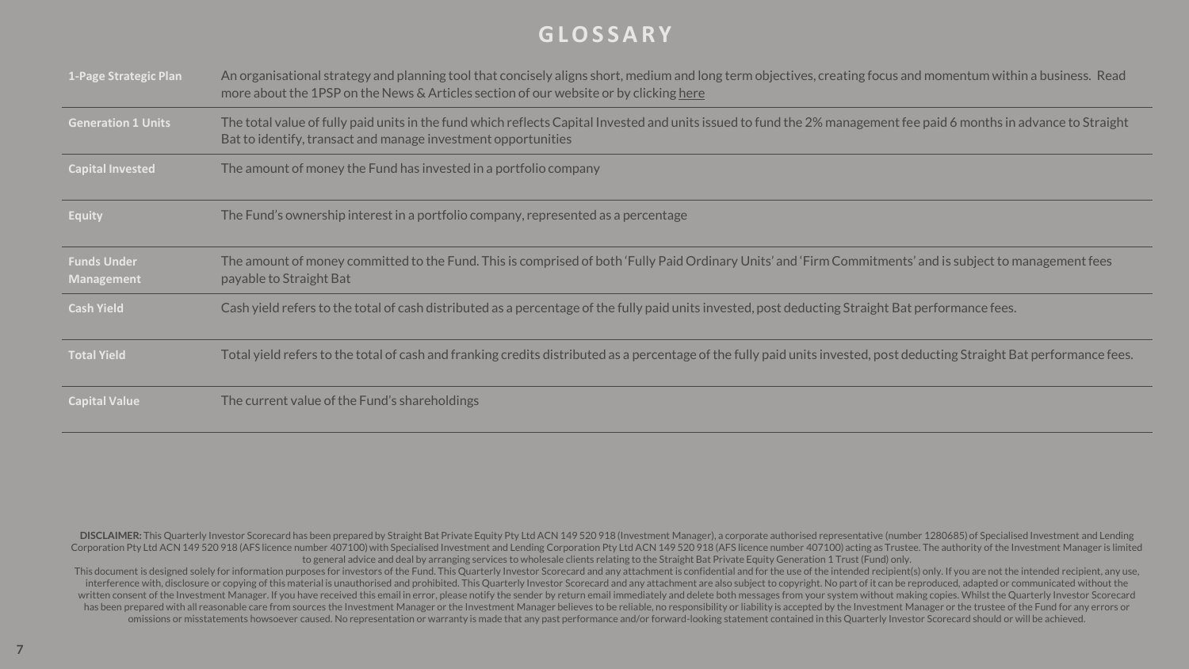# GLOSSARY

| Term | Definition |
| --- | --- |
| 1-Page Strategic Plan | An organisational strategy and planning tool that concisely aligns short, medium and long term objectives, creating focus and momentum within a business. Read more about the 1PSP on the News & Articles section of our website or by clicking here |
| Generation 1 Units | The total value of fully paid units in the fund which reflects Capital Invested and units issued to fund the 2% management fee paid 6 months in advance to Straight Bat to identify, transact and manage investment opportunities |
| Capital Invested | The amount of money the Fund has invested in a portfolio company |
| Equity | The Fund's ownership interest in a portfolio company, represented as a percentage |
| Funds Under Management | The amount of money committed to the Fund. This is comprised of both 'Fully Paid Ordinary Units' and 'Firm Commitments' and is subject to management fees payable to Straight Bat |
| Cash Yield | Cash yield refers to the total of cash distributed as a percentage of the fully paid units invested, post deducting Straight Bat performance fees. |
| Total Yield | Total yield refers to the total of cash and franking credits distributed as a percentage of the fully paid units invested, post deducting Straight Bat performance fees. |
| Capital Value | The current value of the Fund's shareholdings |

**DISCLAIMER:** This Quarterly Investor Scorecard has been prepared by Straight Bat Private Equity Pty Ltd ACN 149 520 918 (Investment Manager), a corporate authorised representative (number 1280685) of Specialised Investment and Lending Corporation Pty Ltd ACN 149 520 918 (AFS licence number 407100) with Specialised Investment and Lending Corporation Pty Ltd ACN 149 520 918 (AFS licence number 407100) acting as Trustee. The authority of the Investment Manager is limited to general advice and deal by arranging services to wholesale clients relating to the Straight Bat Private Equity Generation 1 Trust (Fund) only.

This document is designed solely for information purposes for investors of the Fund. This Quarterly Investor Scorecard and any attachment is confidential and for the use of the intended recipient(s) only. If you are not the intended recipient, any use, interference with, disclosure or copying of this material is unauthorised and prohibited. This Quarterly Investor Scorecard and any attachment are also subject to copyright. No part of it can be reproduced, adapted or communicated without the written consent of the Investment Manager. If you have received this email in error, please notify the sender by return email immediately and delete both messages from your system without making copies. Whilst the Quarterly Investor Scorecard has been prepared with all reasonable care from sources the Investment Manager or the Investment Manager believes to be reliable, no responsibility or liability is accepted by the Investment Manager or the trustee of the Fund for any errors or omissions or misstatements howsoever caused. No representation or warranty is made that any past performance and/or forward-looking statement contained in this Quarterly Investor Scorecard should or will be achieved.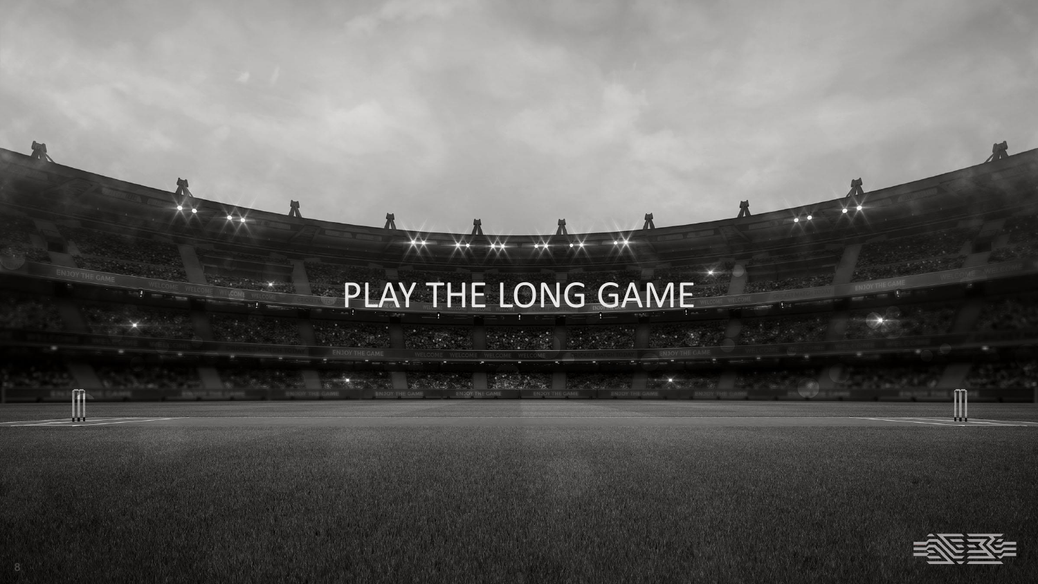# PLAY THE LONG GAME